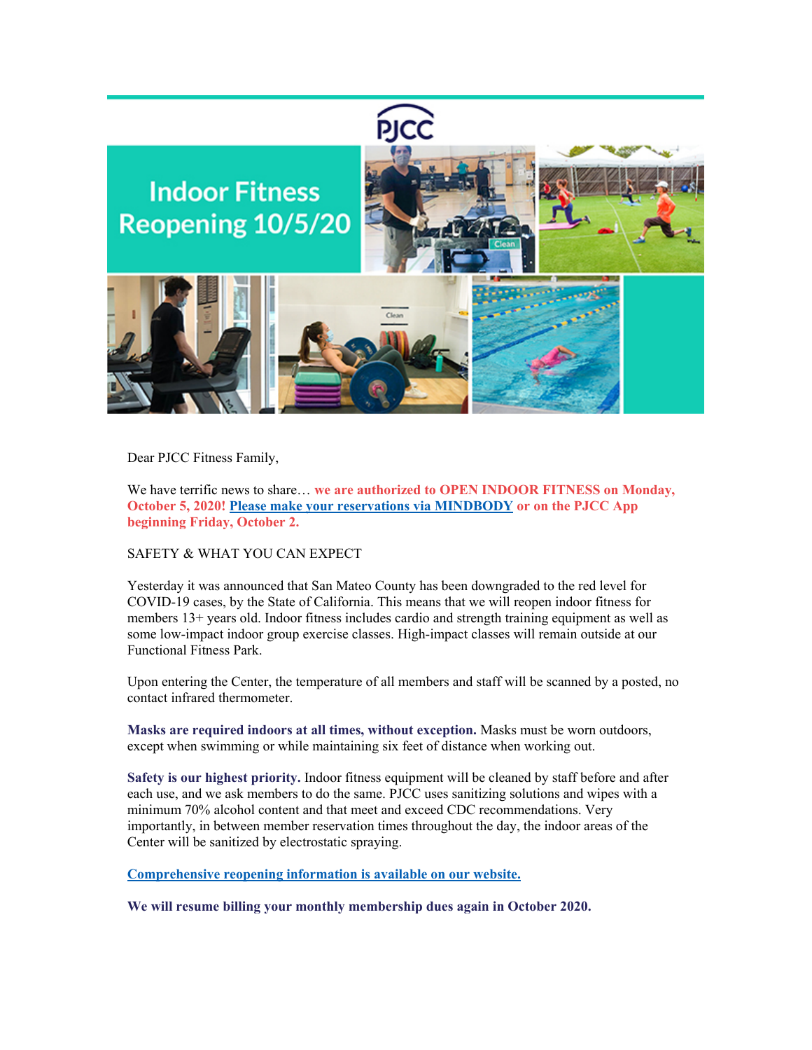PJCC

# Indoor Fitness Reopening 10/5/20

Dear PJCC Fitness Family,

We have terrific news to share… **we are authorized to OPEN INDOOR FITNESS on Monday, October 5, 2020! Please make your reservations via MINDBODY or on the PJCC App beginning Friday, October 2.**

SAFETY & WHAT YOU CAN EXPECT

Yesterday it was announced that San Mateo County has been downgraded to the red level for COVID-19 cases, by the State of California. This means that we will reopen indoor fitness for members 13+ years old. Indoor fitness includes cardio and strength training equipment as well as some low-impact indoor group exercise classes. High-impact classes will remain outside at our Functional Fitness Park.

Upon entering the Center, the temperature of all members and staff will be scanned by a posted, no contact infrared thermometer.

**Masks are required indoors at all times, without exception.** Masks must be worn outdoors, except when swimming or while maintaining six feet of distance when working out.

**Safety is our highest priority.** Indoor fitness equipment will be cleaned by staff before and after each use, and we ask members to do the same. PJCC uses sanitizing solutions and wipes with a minimum 70% alcohol content and that meet and exceed CDC recommendations. Very importantly, in between member reservation times throughout the day, the indoor areas of the Center will be sanitized by electrostatic spraying.

**Comprehensive reopening information is available on our website.**

**We will resume billing your monthly membership dues again in October 2020.**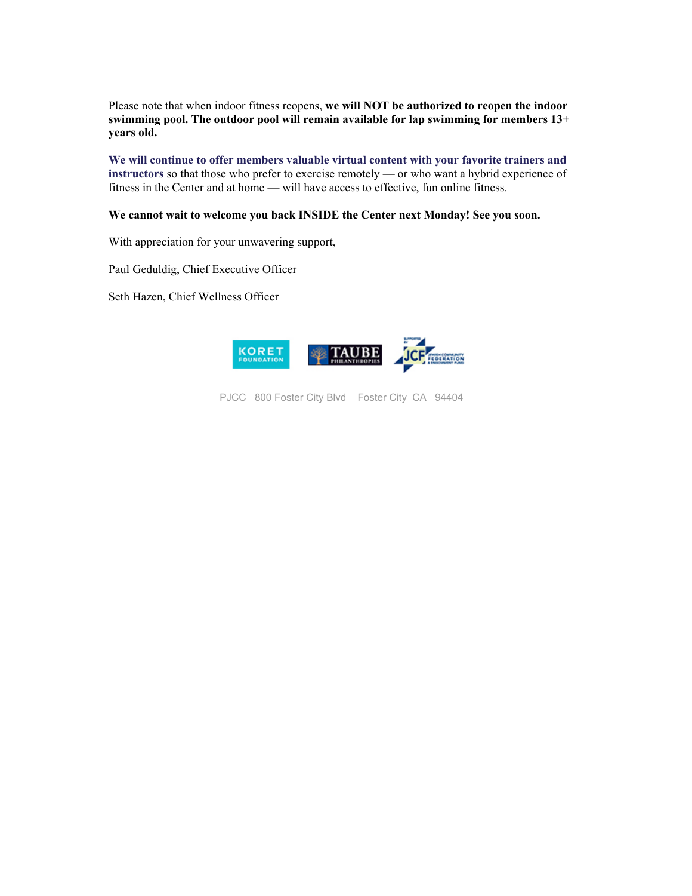Please note that when indoor fitness reopens, **we will NOT be authorized to reopen the indoor swimming pool. The outdoor pool will remain available for lap swimming for members 13+ years old.**

**We will continue to offer members valuable virtual content with your favorite trainers and instructors** so that those who prefer to exercise remotely — or who want a hybrid experience of fitness in the Center and at home — will have access to effective, fun online fitness.

**We cannot wait to welcome you back INSIDE the Center next Monday! See you soon.**

With appreciation for your unwavering support,

Paul Geduldig, Chief Executive Officer

Seth Hazen, Chief Wellness Officer

PJCC 800 Foster City Blvd Foster City CA 94404